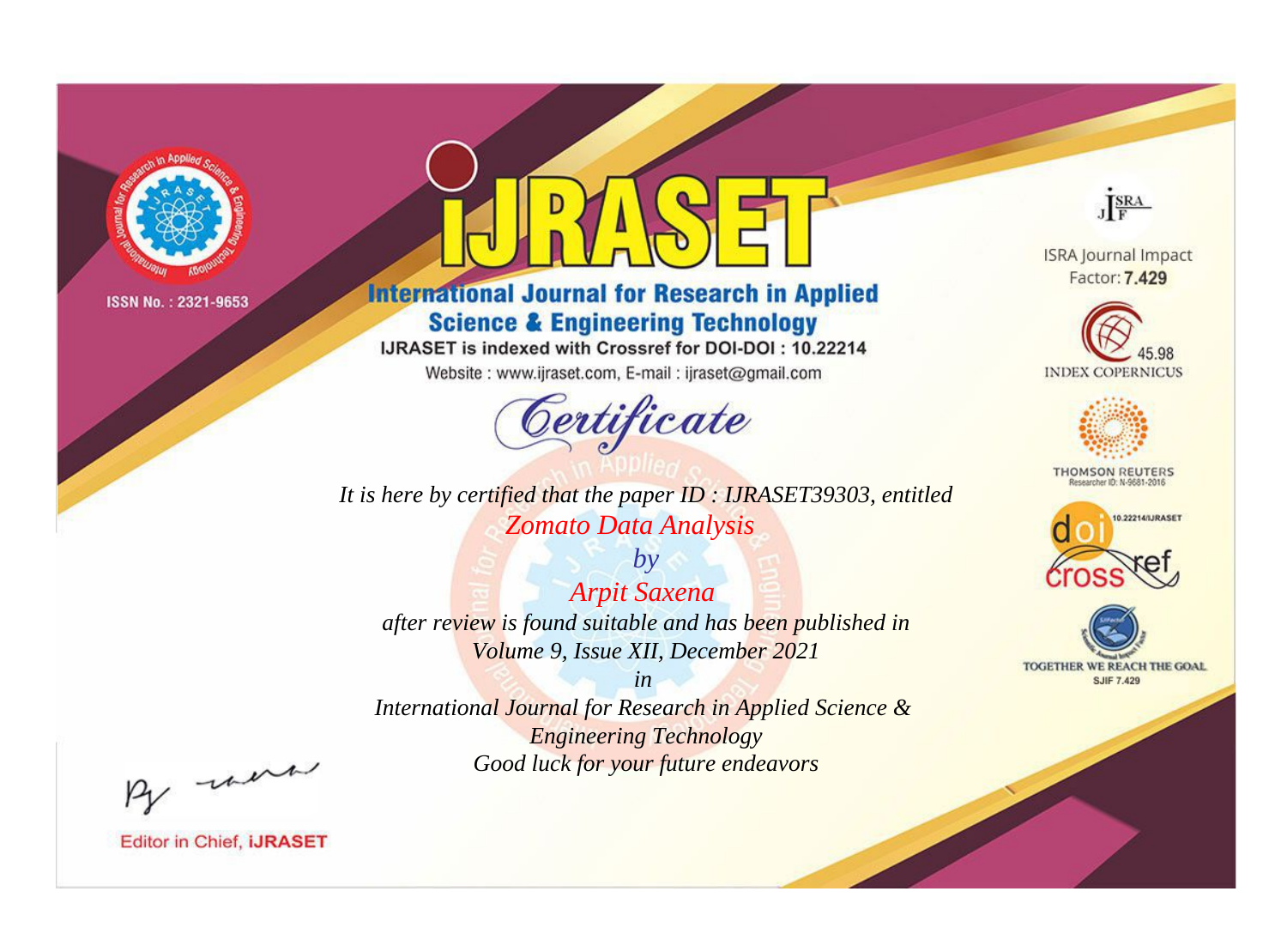ISSN No. : 2321-9653

# IJRASET

## International Journal for Research in Applied Science & Engineering Technology

IJRASET is indexed with Crossref for DOI-DOI : 10.22214

Website : www.ijraset.com, E-mail : ijraset@gmail.com

ISRA Journal Impact Factor: **7.429**

45.98 INDEX COPERNICUS

THOMSON REUTERS Researcher ID: N-9681-2016

10.22214/IJRASET

TOGETHER WE REACH THE GOAL SJIF 7.429

## *Certificate*

*It is here by certified that the paper ID : IJRASET39303, entitled*

*Zomato Data Analysis*

*by*

*Arpit Saxena*

*after review is found suitable and has been published in*

*Volume 9, Issue XII, December 2021*

*in*

*International Journal for Research in Applied Science & Engineering Technology*

*Good luck for your future endeavors*

Editor in Chief, **iJRASET**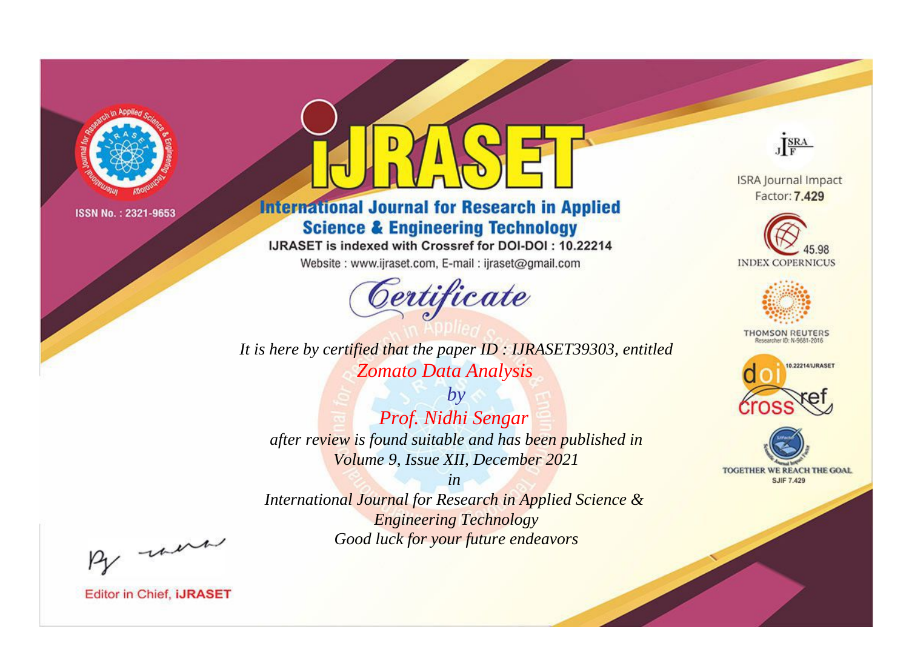ISSN No. : 2321-9653

# iJRASET

## International Journal for Research in Applied Science & Engineering Technology

IJRASET is indexed with Crossref for DOI-DOI : 10.22214

Website : www.ijraset.com, E-mail : ijraset@gmail.com

ISRA Journal Impact Factor: **7.429**

45.98 INDEX COPERNICUS

THOMSON REUTERS Researcher ID: N-9681-2016

10.22214/IJRASET

TOGETHER WE REACH THE GOAL SJIF 7.429

# *Certificate*

*It is here by certified that the paper ID : IJRASET39303, entitled*

*Zomato Data Analysis*

*by*

*Prof. Nidhi Sengar*

*after review is found suitable and has been published in*

*Volume 9, Issue XII, December 2021*

*in*

*International Journal for Research in Applied Science & Engineering Technology*

*Good luck for your future endeavors*

Editor in Chief, **iJRASET**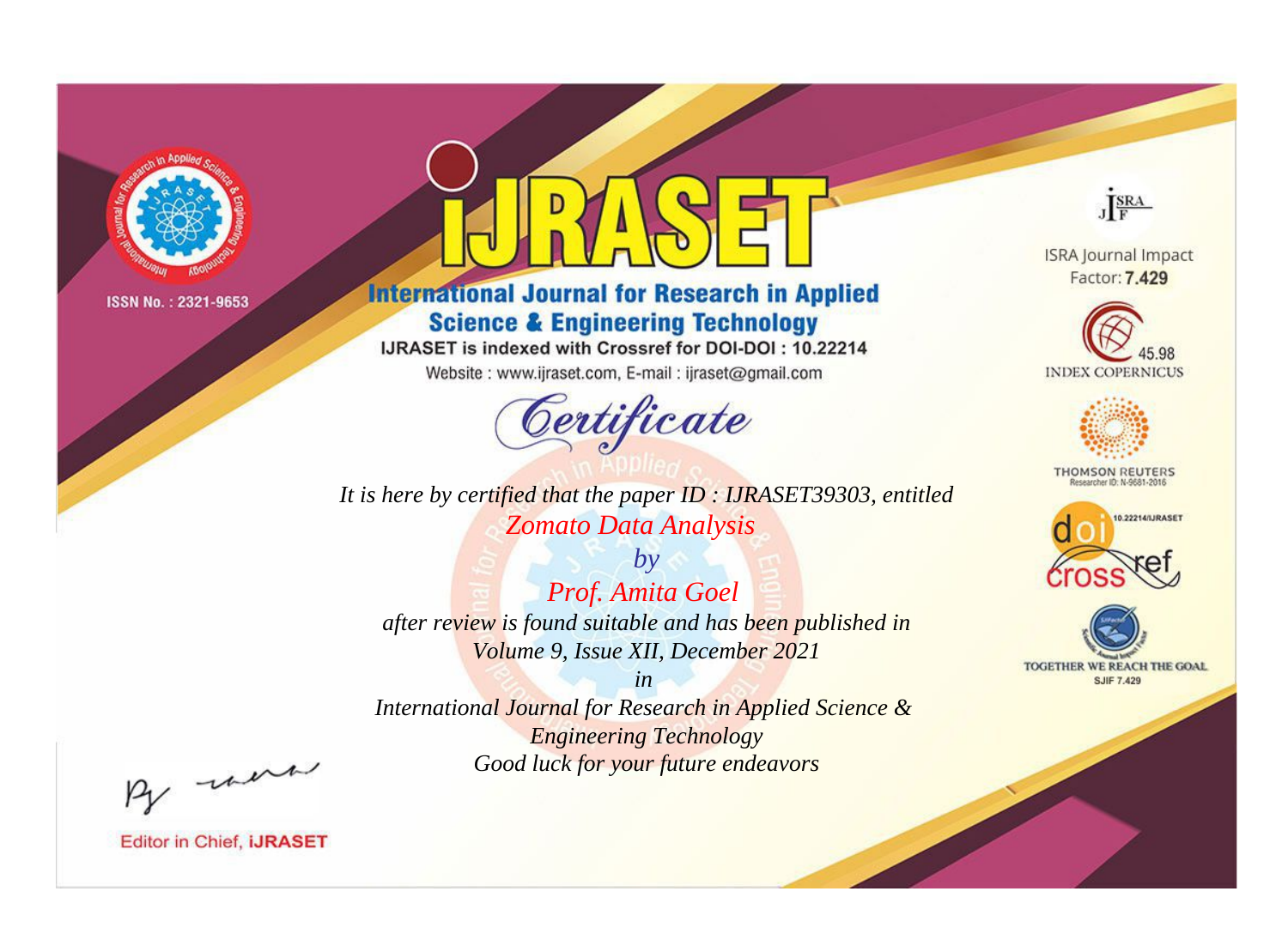ISSN No. : 2321-9653

# iJRASET

## International Journal for Research in Applied Science & Engineering Technology

IJRASET is indexed with Crossref for DOI-DOI : 10.22214

Website : www.ijraset.com, E-mail : ijraset@gmail.com

*Certificate*

*It is here by certified that the paper ID : IJRASET39303, entitled*

*Zomato Data Analysis*

*by*

*Prof. Amita Goel*

*after review is found suitable and has been published in*

*Volume 9, Issue XII, December 2021*

*in*

*International Journal for Research in Applied Science & Engineering Technology*

*Good luck for your future endeavors*

ISRA Journal Impact Factor: **7.429**

45.98 INDEX COPERNICUS

THOMSON REUTERS Researcher ID: N-9681-2016

10.22214/IJRASET

TOGETHER WE REACH THE GOAL SJIF 7.429

Editor in Chief, **iJRASET**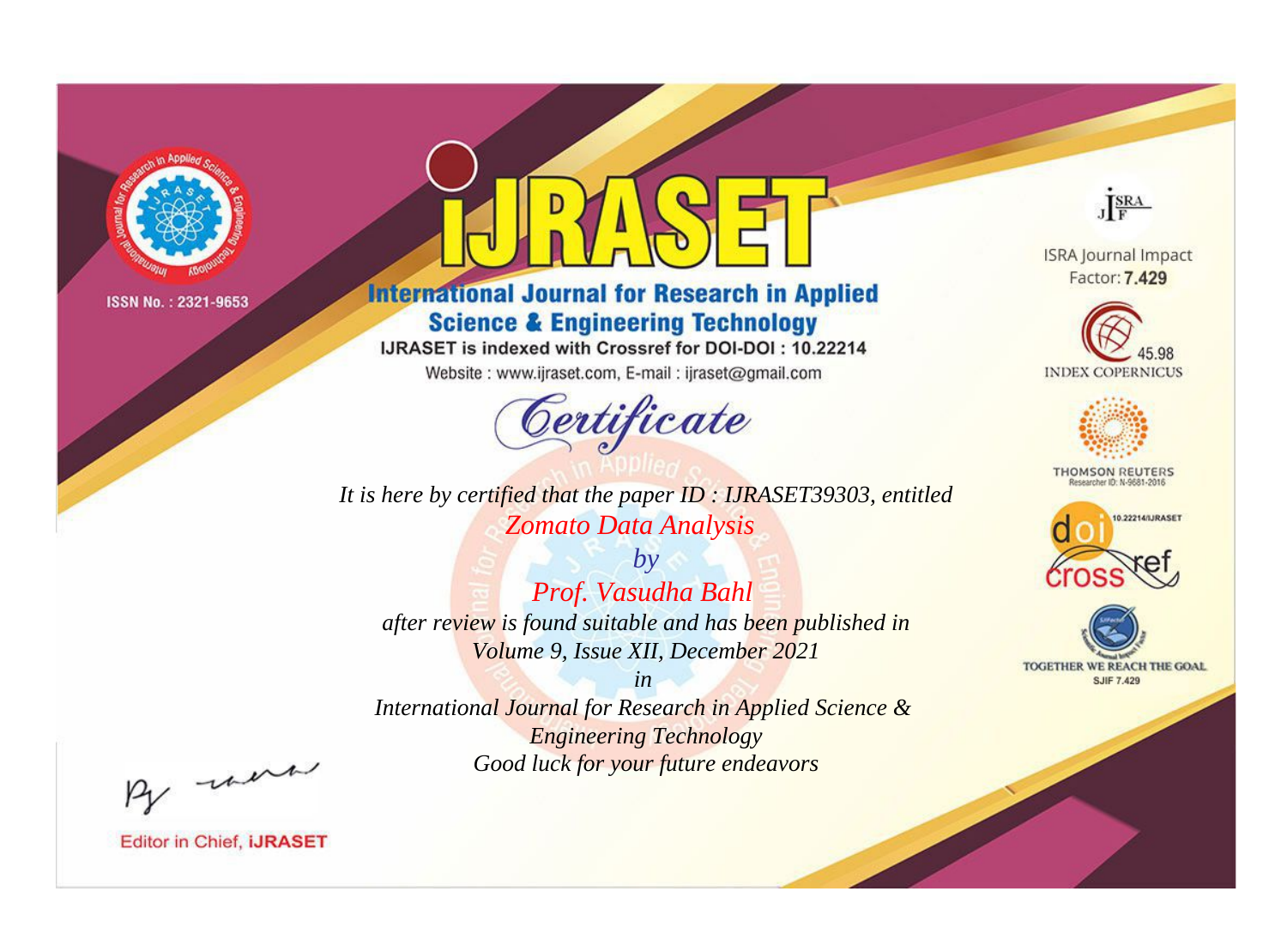ISSN No. : 2321-9653

# IJRASET

## International Journal for Research in Applied Science & Engineering Technology

IJRASET is indexed with Crossref for DOI-DOI : 10.22214

Website : www.ijraset.com, E-mail : ijraset@gmail.com

ISRA Journal Impact Factor: **7.429**

45.98 INDEX COPERNICUS

THOMSON REUTERS Researcher ID: N-9681-2016

10.22214/IJRASET

TOGETHER WE REACH THE GOAL SJIF 7.429

*Certificate*

*It is here by certified that the paper ID : IJRASET39303, entitled*

*Zomato Data Analysis*

*by*

*Prof. Vasudha Bahl*

*after review is found suitable and has been published in*

*Volume 9, Issue XII, December 2021*

*in*

*International Journal for Research in Applied Science & Engineering Technology*

*Good luck for your future endeavors*

Editor in Chief, **iJRASET**